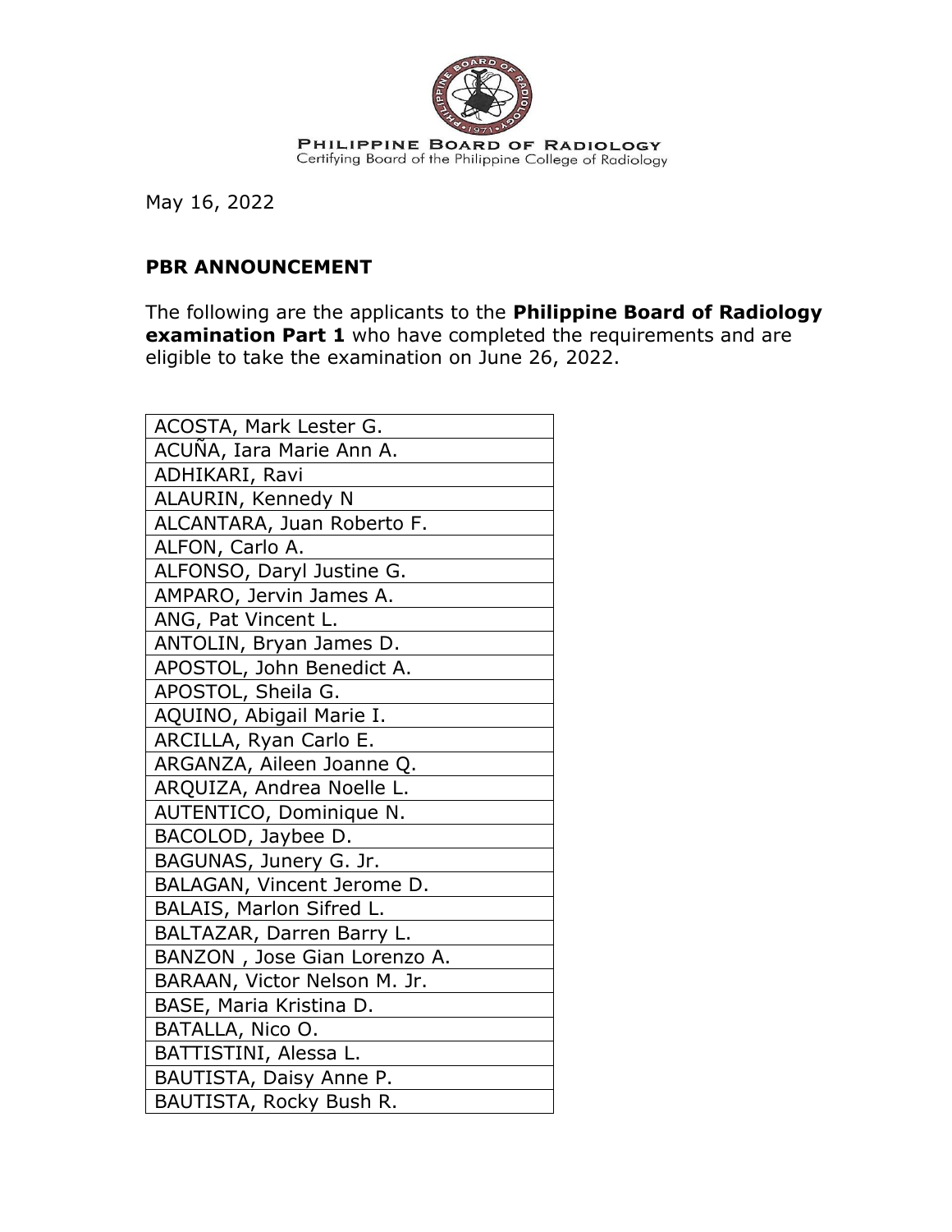PHILIPPINE BOARD OF RADIOLOGY
Certifying Board of the Philippine College of Radiology

May 16, 2022

**PBR ANNOUNCEMENT**

The following are the applicants to the **Philippine Board of Radiology examination Part 1** who have completed the requirements and are eligible to take the examination on June 26, 2022.

| |
|---|
| ACOSTA, Mark Lester G. |
| ACUÑA, Iara Marie Ann A. |
| ADHIKARI, Ravi |
| ALAURIN, Kennedy N |
| ALCANTARA, Juan Roberto F. |
| ALFON, Carlo A. |
| ALFONSO, Daryl Justine G. |
| AMPARO, Jervin James A. |
| ANG, Pat Vincent L. |
| ANTOLIN, Bryan James D. |
| APOSTOL, John Benedict A. |
| APOSTOL, Sheila G. |
| AQUINO, Abigail Marie I. |
| ARCILLA, Ryan Carlo E. |
| ARGANZA, Aileen Joanne Q. |
| ARQUIZA, Andrea Noelle L. |
| AUTENTICO, Dominique N. |
| BACOLOD, Jaybee D. |
| BAGUNAS, Junery G. Jr. |
| BALAGAN, Vincent Jerome D. |
| BALAIS, Marlon Sifred L. |
| BALTAZAR, Darren Barry L. |
| BANZON , Jose Gian Lorenzo A. |
| BARAAN, Victor Nelson M. Jr. |
| BASE, Maria Kristina D. |
| BATALLA, Nico O. |
| BATTISTINI, Alessa L. |
| BAUTISTA, Daisy Anne P. |
| BAUTISTA, Rocky Bush R. |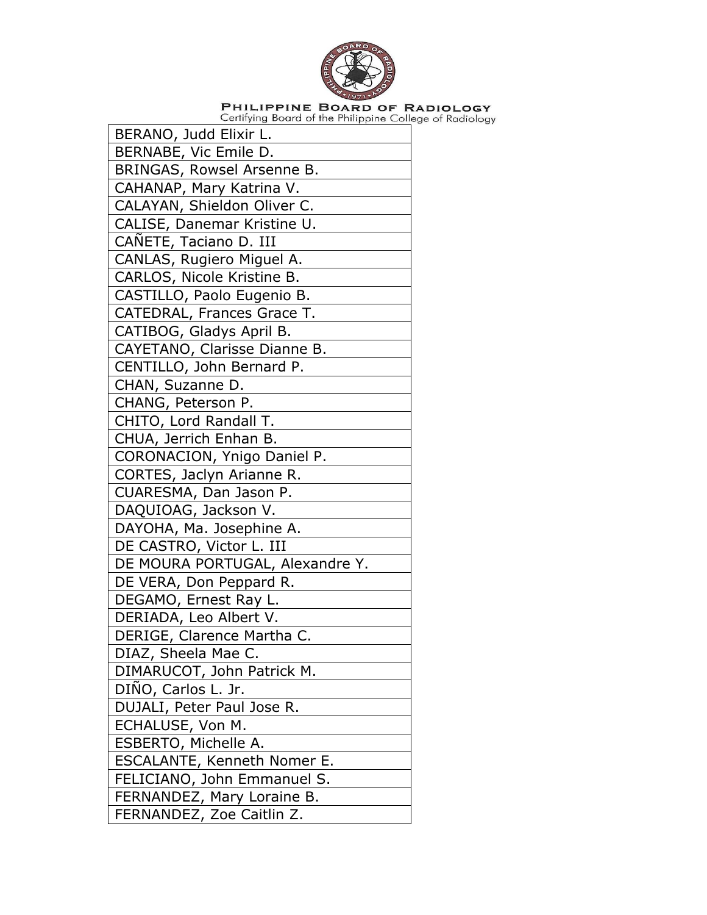| |
|---|
| BERANO, Judd Elixir L. |
| BERNABE, Vic Emile D. |
| BRINGAS, Rowsel Arsenne B. |
| CAHANAP, Mary Katrina V. |
| CALAYAN, Shieldon Oliver C. |
| CALISE, Danemar Kristine U. |
| CAÑETE, Taciano D. III |
| CANLAS, Rugiero Miguel A. |
| CARLOS, Nicole Kristine B. |
| CASTILLO, Paolo Eugenio B. |
| CATEDRAL, Frances Grace T. |
| CATIBOG, Gladys April B. |
| CAYETANO, Clarisse Dianne B. |
| CENTILLO, John Bernard P. |
| CHAN, Suzanne D. |
| CHANG, Peterson P. |
| CHITO, Lord Randall T. |
| CHUA, Jerrich Enhan B. |
| CORONACION, Ynigo Daniel P. |
| CORTES, Jaclyn Arianne R. |
| CUARESMA, Dan Jason P. |
| DAQUIOAG, Jackson V. |
| DAYOHA, Ma. Josephine A. |
| DE CASTRO, Victor L. III |
| DE MOURA PORTUGAL, Alexandre Y. |
| DE VERA, Don Peppard R. |
| DEGAMO, Ernest Ray L. |
| DERIADA, Leo Albert V. |
| DERIGE, Clarence Martha C. |
| DIAZ, Sheela Mae C. |
| DIMARUCOT, John Patrick M. |
| DIÑO, Carlos L. Jr. |
| DUJALI, Peter Paul Jose R. |
| ECHALUSE, Von M. |
| ESBERTO, Michelle A. |
| ESCALANTE, Kenneth Nomer E. |
| FELICIANO, John Emmanuel S. |
| FERNANDEZ, Mary Loraine B. |
| FERNANDEZ, Zoe Caitlin Z. |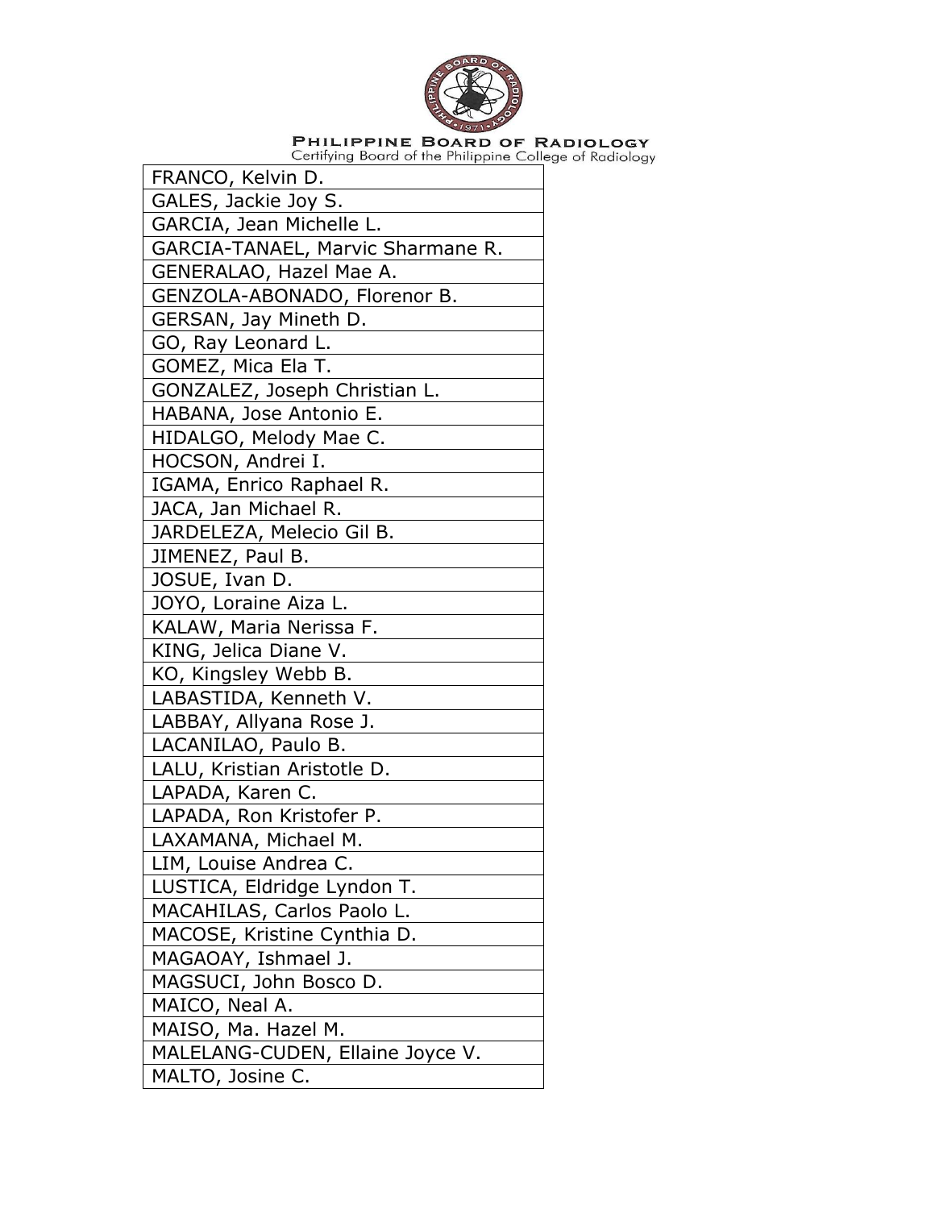| FRANCO, Kelvin D. |
| --- |
| GALES, Jackie Joy S. |
| GARCIA, Jean Michelle L. |
| GARCIA-TANAEL, Marvic Sharmane R. |
| GENERALAO, Hazel Mae A. |
| GENZOLA-ABONADO, Florenor B. |
| GERSAN, Jay Mineth D. |
| GO, Ray Leonard L. |
| GOMEZ, Mica Ela T. |
| GONZALEZ, Joseph Christian L. |
| HABANA, Jose Antonio E. |
| HIDALGO, Melody Mae C. |
| HOCSON, Andrei I. |
| IGAMA, Enrico Raphael R. |
| JACA, Jan Michael R. |
| JARDELEZA, Melecio Gil B. |
| JIMENEZ, Paul B. |
| JOSUE, Ivan D. |
| JOYO, Loraine Aiza L. |
| KALAW, Maria Nerissa F. |
| KING, Jelica Diane V. |
| KO, Kingsley Webb B. |
| LABASTIDA, Kenneth V. |
| LABBAY, Allyana Rose J. |
| LACANILAO, Paulo B. |
| LALU, Kristian Aristotle D. |
| LAPADA, Karen C. |
| LAPADA, Ron Kristofer P. |
| LAXAMANA, Michael M. |
| LIM, Louise Andrea C. |
| LUSTICA, Eldridge Lyndon T. |
| MACAHILAS, Carlos Paolo L. |
| MACOSE, Kristine Cynthia D. |
| MAGAOAY, Ishmael J. |
| MAGSUCI, John Bosco D. |
| MAICO, Neal A. |
| MAISO, Ma. Hazel M. |
| MALELANG-CUDEN, Ellaine Joyce V. |
| MALTO, Josine C. |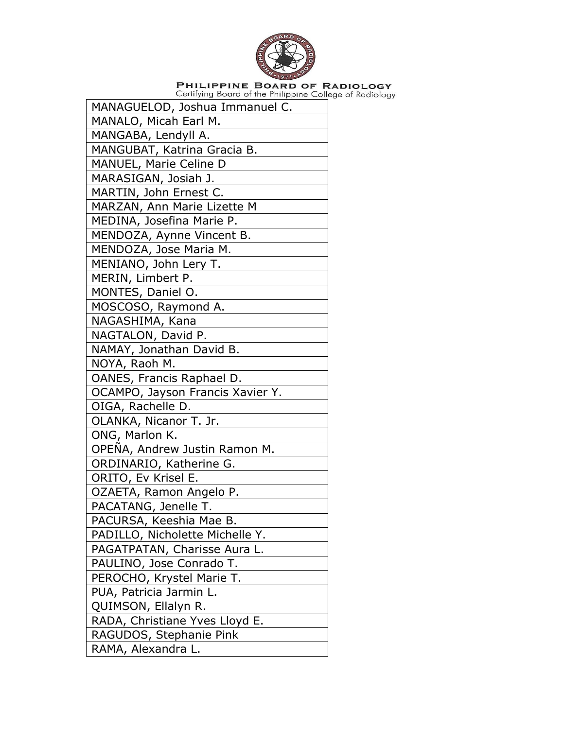| MANAGUELOD, Joshua Immanuel C. |
| --- |
| MANALO, Micah Earl M. |
| MANGABA, Lendyll A. |
| MANGUBAT, Katrina Gracia B. |
| MANUEL, Marie Celine D |
| MARASIGAN, Josiah J. |
| MARTIN, John Ernest C. |
| MARZAN, Ann Marie Lizette M |
| MEDINA, Josefina Marie P. |
| MENDOZA, Aynne Vincent B. |
| MENDOZA, Jose Maria M. |
| MENIANO, John Lery T. |
| MERIN, Limbert P. |
| MONTES, Daniel O. |
| MOSCOSO, Raymond A. |
| NAGASHIMA, Kana |
| NAGTALON, David P. |
| NAMAY, Jonathan David B. |
| NOYA, Raoh M. |
| OANES, Francis Raphael D. |
| OCAMPO, Jayson Francis Xavier Y. |
| OIGA, Rachelle D. |
| OLANKA, Nicanor T. Jr. |
| ONG, Marlon K. |
| OPEÑA, Andrew Justin Ramon M. |
| ORDINARIO, Katherine G. |
| ORITO, Ev Krisel E. |
| OZAETA, Ramon Angelo P. |
| PACATANG, Jenelle T. |
| PACURSA, Keeshia Mae B. |
| PADILLO, Nicholette Michelle Y. |
| PAGATPATAN, Charisse Aura L. |
| PAULINO, Jose Conrado T. |
| PEROCHO, Krystel Marie T. |
| PUA, Patricia Jarmin L. |
| QUIMSON, Ellalyn R. |
| RADA, Christiane Yves Lloyd E. |
| RAGUDOS, Stephanie Pink |
| RAMA, Alexandra L. |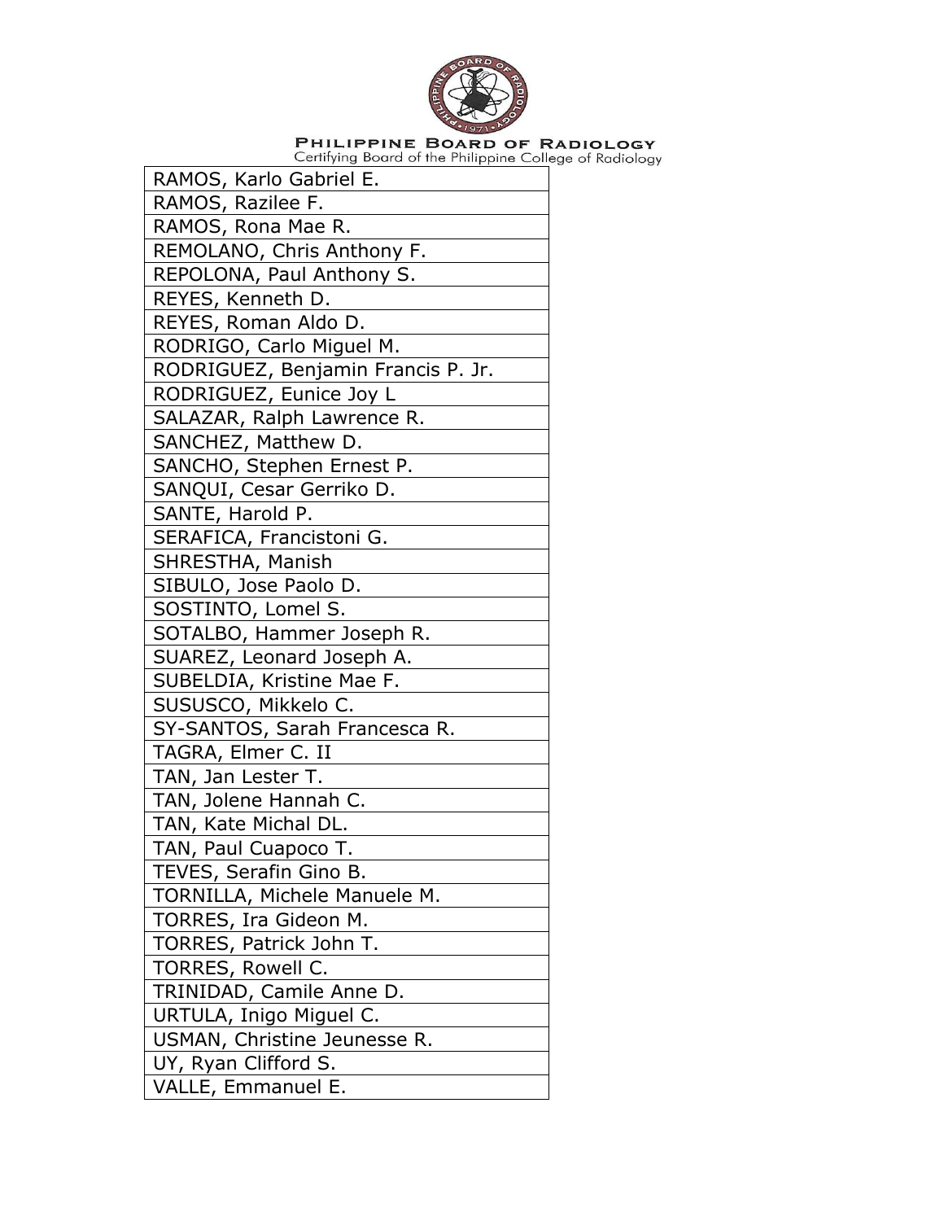| RAMOS, Karlo Gabriel E. |
| --- |
| RAMOS, Razilee F. |
| RAMOS, Rona Mae R. |
| REMOLANO, Chris Anthony F. |
| REPOLONA, Paul Anthony S. |
| REYES, Kenneth D. |
| REYES, Roman Aldo D. |
| RODRIGO, Carlo Miguel M. |
| RODRIGUEZ, Benjamin Francis P. Jr. |
| RODRIGUEZ, Eunice Joy L |
| SALAZAR, Ralph Lawrence R. |
| SANCHEZ, Matthew D. |
| SANCHO, Stephen Ernest P. |
| SANQUI, Cesar Gerriko D. |
| SANTE, Harold P. |
| SERAFICA, Francistoni G. |
| SHRESTHA, Manish |
| SIBULO, Jose Paolo D. |
| SOSTINTO, Lomel S. |
| SOTALBO, Hammer Joseph R. |
| SUAREZ, Leonard Joseph A. |
| SUBELDIA, Kristine Mae F. |
| SUSUSCO, Mikkelo C. |
| SY-SANTOS, Sarah Francesca R. |
| TAGRA, Elmer C. II |
| TAN, Jan Lester T. |
| TAN, Jolene Hannah C. |
| TAN, Kate Michal DL. |
| TAN, Paul Cuapoco T. |
| TEVES, Serafin Gino B. |
| TORNILLA, Michele Manuele M. |
| TORRES, Ira Gideon M. |
| TORRES, Patrick John T. |
| TORRES, Rowell C. |
| TRINIDAD, Camile Anne D. |
| URTULA, Inigo Miguel C. |
| USMAN, Christine Jeunesse R. |
| UY, Ryan Clifford S. |
| VALLE, Emmanuel E. |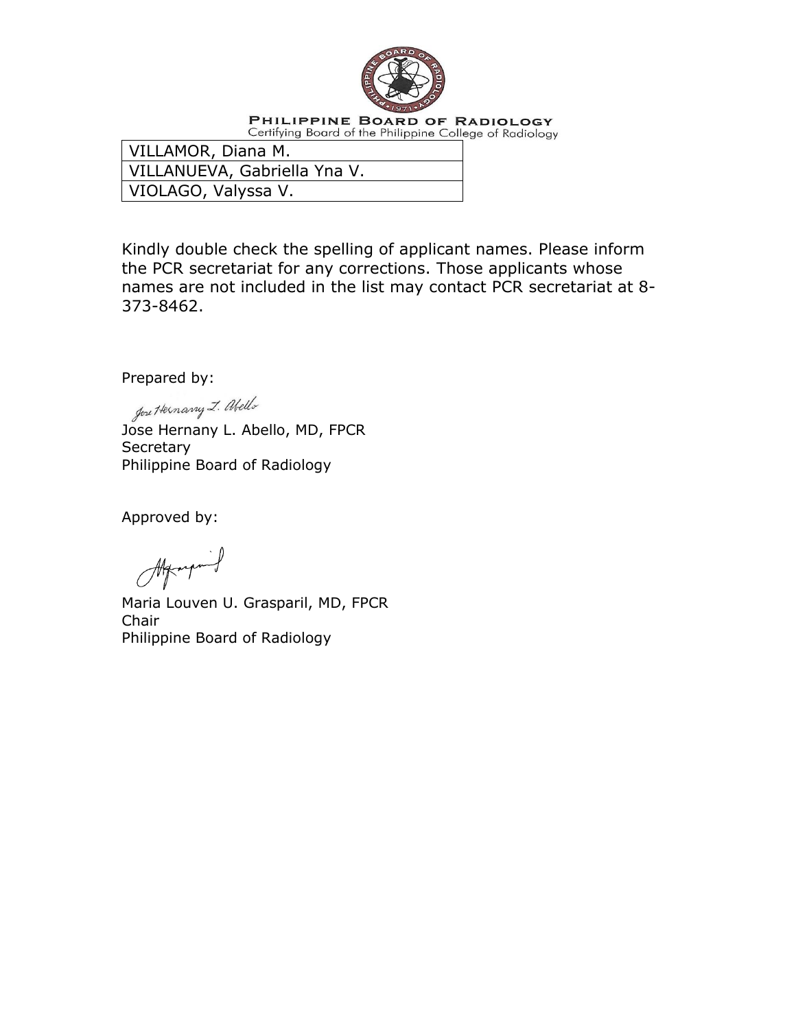PHILIPPINE BOARD OF RADIOLOGY
Certifying Board of the Philippine College of Radiology

| |
|---|
| VILLAMOR, Diana M. |
| VILLANUEVA, Gabriella Yna V. |
| VIOLAGO, Valyssa V. |

Kindly double check the spelling of applicant names. Please inform the PCR secretariat for any corrections. Those applicants whose names are not included in the list may contact PCR secretariat at 8-373-8462.

Prepared by:

Jose Hernany L. Abello, MD, FPCR
Secretary
Philippine Board of Radiology

Approved by:

Maria Louven U. Grasparil, MD, FPCR
Chair
Philippine Board of Radiology